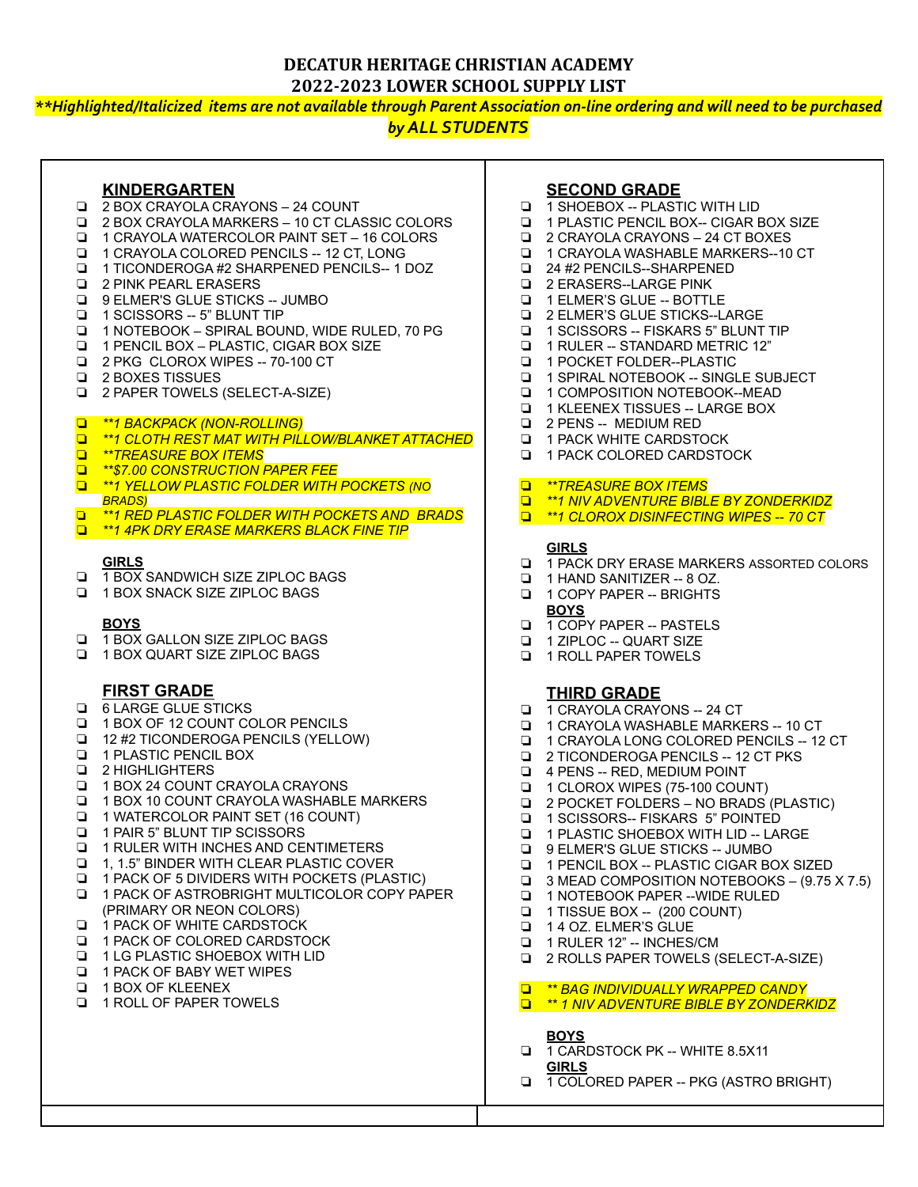# DECATUR HERITAGE CHRISTIAN ACADEMY
# 2022-2023 LOWER SCHOOL SUPPLY LIST

***\*\*Highlighted/Italicized items are not available through Parent Association on-line ordering and will need to be purchased by ALL STUDENTS***

## KINDERGARTEN

- ❑ 2 BOX CRAYOLA CRAYONS – 24 COUNT
- ❑ 2 BOX CRAYOLA MARKERS – 10 CT CLASSIC COLORS
- ❑ 1 CRAYOLA WATERCOLOR PAINT SET – 16 COLORS
- ❑ 1 CRAYOLA COLORED PENCILS -- 12 CT, LONG
- ❑ 1 TICONDEROGA #2 SHARPENED PENCILS-- 1 DOZ
- ❑ 2 PINK PEARL ERASERS
- ❑ 9 ELMER'S GLUE STICKS -- JUMBO
- ❑ 1 SCISSORS -- 5" BLUNT TIP
- ❑ 1 NOTEBOOK – SPIRAL BOUND, WIDE RULED, 70 PG
- ❑ 1 PENCIL BOX – PLASTIC, CIGAR BOX SIZE
- ❑ 2 PKG CLOROX WIPES -- 70-100 CT
- ❑ 2 BOXES TISSUES
- ❑ 2 PAPER TOWELS (SELECT-A-SIZE)

- ❑ *\*\*1 BACKPACK (NON-ROLLING)*
- ❑ *\*\*1 CLOTH REST MAT WITH PILLOW/BLANKET ATTACHED*
- ❑ *\*\*TREASURE BOX ITEMS*
- ❑ *\*\*$7.00 CONSTRUCTION PAPER FEE*
- ❑ *\*\*1 YELLOW PLASTIC FOLDER WITH POCKETS (NO BRADS)*
- ❑ *\*\*1 RED PLASTIC FOLDER WITH POCKETS AND BRADS*
- ❑ *\*\*1 4PK DRY ERASE MARKERS BLACK FINE TIP*

**GIRLS**

- ❑ 1 BOX SANDWICH SIZE ZIPLOC BAGS
- ❑ 1 BOX SNACK SIZE ZIPLOC BAGS

**BOYS**

- ❑ 1 BOX GALLON SIZE ZIPLOC BAGS
- ❑ 1 BOX QUART SIZE ZIPLOC BAGS

## FIRST GRADE

- ❑ 6 LARGE GLUE STICKS
- ❑ 1 BOX OF 12 COUNT COLOR PENCILS
- ❑ 12 #2 TICONDEROGA PENCILS (YELLOW)
- ❑ 1 PLASTIC PENCIL BOX
- ❑ 2 HIGHLIGHTERS
- ❑ 1 BOX 24 COUNT CRAYOLA CRAYONS
- ❑ 1 BOX 10 COUNT CRAYOLA WASHABLE MARKERS
- ❑ 1 WATERCOLOR PAINT SET (16 COUNT)
- ❑ 1 PAIR 5" BLUNT TIP SCISSORS
- ❑ 1 RULER WITH INCHES AND CENTIMETERS
- ❑ 1, 1.5" BINDER WITH CLEAR PLASTIC COVER
- ❑ 1 PACK OF 5 DIVIDERS WITH POCKETS (PLASTIC)
- ❑ 1 PACK OF ASTROBRIGHT MULTICOLOR COPY PAPER (PRIMARY OR NEON COLORS)
- ❑ 1 PACK OF WHITE CARDSTOCK
- ❑ 1 PACK OF COLORED CARDSTOCK
- ❑ 1 LG PLASTIC SHOEBOX WITH LID
- ❑ 1 PACK OF BABY WET WIPES
- ❑ 1 BOX OF KLEENEX
- ❑ 1 ROLL OF PAPER TOWELS

## SECOND GRADE

- ❑ 1 SHOEBOX -- PLASTIC WITH LID
- ❑ 1 PLASTIC PENCIL BOX-- CIGAR BOX SIZE
- ❑ 2 CRAYOLA CRAYONS – 24 CT BOXES
- ❑ 1 CRAYOLA WASHABLE MARKERS--10 CT
- ❑ 24 #2 PENCILS--SHARPENED
- ❑ 2 ERASERS--LARGE PINK
- ❑ 1 ELMER'S GLUE -- BOTTLE
- ❑ 2 ELMER'S GLUE STICKS--LARGE
- ❑ 1 SCISSORS -- FISKARS 5" BLUNT TIP
- ❑ 1 RULER -- STANDARD METRIC 12"
- ❑ 1 POCKET FOLDER--PLASTIC
- ❑ 1 SPIRAL NOTEBOOK -- SINGLE SUBJECT
- ❑ 1 COMPOSITION NOTEBOOK--MEAD
- ❑ 1 KLEENEX TISSUES -- LARGE BOX
- ❑ 2 PENS -- MEDIUM RED
- ❑ 1 PACK WHITE CARDSTOCK
- ❑ 1 PACK COLORED CARDSTOCK

- ❑ *\*\*TREASURE BOX ITEMS*
- ❑ *\*\*1 NIV ADVENTURE BIBLE BY ZONDERKIDZ*
- ❑ *\*\*1 CLOROX DISINFECTING WIPES -- 70 CT*

**GIRLS**

- ❑ 1 PACK DRY ERASE MARKERS ASSORTED COLORS
- ❑ 1 HAND SANITIZER -- 8 OZ.
- ❑ 1 COPY PAPER -- BRIGHTS

**BOYS**

- ❑ 1 COPY PAPER -- PASTELS
- ❑ 1 ZIPLOC -- QUART SIZE
- ❑ 1 ROLL PAPER TOWELS

## THIRD GRADE

- ❑ 1 CRAYOLA CRAYONS -- 24 CT
- ❑ 1 CRAYOLA WASHABLE MARKERS -- 10 CT
- ❑ 1 CRAYOLA LONG COLORED PENCILS -- 12 CT
- ❑ 2 TICONDEROGA PENCILS -- 12 CT PKS
- ❑ 4 PENS -- RED, MEDIUM POINT
- ❑ 1 CLOROX WIPES (75-100 COUNT)
- ❑ 2 POCKET FOLDERS – NO BRADS (PLASTIC)
- ❑ 1 SCISSORS-- FISKARS 5" POINTED
- ❑ 1 PLASTIC SHOEBOX WITH LID -- LARGE
- ❑ 9 ELMER'S GLUE STICKS -- JUMBO
- ❑ 1 PENCIL BOX -- PLASTIC CIGAR BOX SIZED
- ❑ 3 MEAD COMPOSITION NOTEBOOKS – (9.75 X 7.5)
- ❑ 1 NOTEBOOK PAPER --WIDE RULED
- ❑ 1 TISSUE BOX -- (200 COUNT)
- ❑ 1 4 OZ. ELMER'S GLUE
- ❑ 1 RULER 12" -- INCHES/CM
- ❑ 2 ROLLS PAPER TOWELS (SELECT-A-SIZE)

- ❑ *\*\* BAG INDIVIDUALLY WRAPPED CANDY*
- ❑ *\*\* 1 NIV ADVENTURE BIBLE BY ZONDERKIDZ*

**BOYS**

- ❑ 1 CARDSTOCK PK -- WHITE 8.5X11

**GIRLS**

- ❑ 1 COLORED PAPER -- PKG (ASTRO BRIGHT)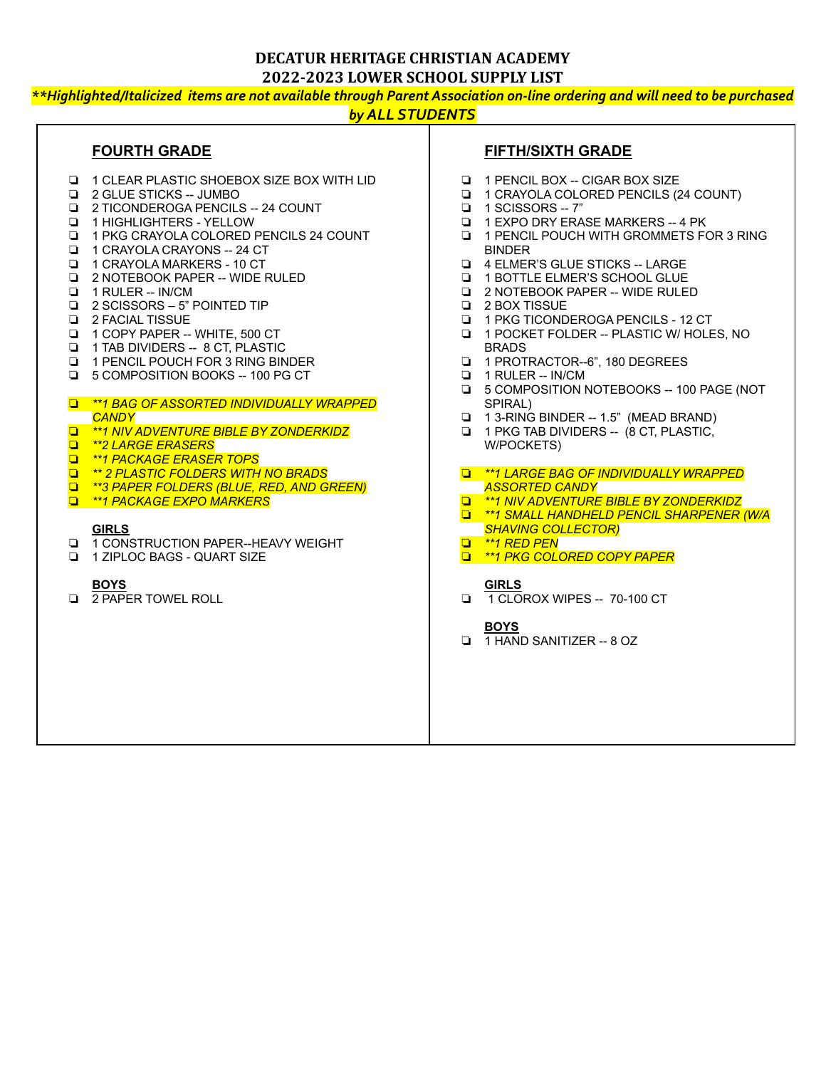# DECATUR HERITAGE CHRISTIAN ACADEMY
## 2022-2023 LOWER SCHOOL SUPPLY LIST

***\*\*Highlighted/Italicized items are not available through Parent Association on-line ordering and will need to be purchased by ALL STUDENTS***

### FOURTH GRADE

- ❏ 1 CLEAR PLASTIC SHOEBOX SIZE BOX WITH LID
- ❏ 2 GLUE STICKS -- JUMBO
- ❏ 2 TICONDEROGA PENCILS -- 24 COUNT
- ❏ 1 HIGHLIGHTERS - YELLOW
- ❏ 1 PKG CRAYOLA COLORED PENCILS 24 COUNT
- ❏ 1 CRAYOLA CRAYONS -- 24 CT
- ❏ 1 CRAYOLA MARKERS - 10 CT
- ❏ 2 NOTEBOOK PAPER -- WIDE RULED
- ❏ 1 RULER -- IN/CM
- ❏ 2 SCISSORS – 5" POINTED TIP
- ❏ 2 FACIAL TISSUE
- ❏ 1 COPY PAPER -- WHITE, 500 CT
- ❏ 1 TAB DIVIDERS -- 8 CT, PLASTIC
- ❏ 1 PENCIL POUCH FOR 3 RING BINDER
- ❏ 5 COMPOSITION BOOKS -- 100 PG CT

- ❏ *\*\*1 BAG OF ASSORTED INDIVIDUALLY WRAPPED CANDY*
- ❏ *\*\*1 NIV ADVENTURE BIBLE BY ZONDERKIDZ*
- ❏ *\*\*2 LARGE ERASERS*
- ❏ *\*\*1 PACKAGE ERASER TOPS*
- ❏ *\*\* 2 PLASTIC FOLDERS WITH NO BRADS*
- ❏ *\*\*3 PAPER FOLDERS (BLUE, RED, AND GREEN)*
- ❏ *\*\*1 PACKAGE EXPO MARKERS*

**GIRLS**

- ❏ 1 CONSTRUCTION PAPER--HEAVY WEIGHT
- ❏ 1 ZIPLOC BAGS - QUART SIZE

**BOYS**

- ❏ 2 PAPER TOWEL ROLL

### FIFTH/SIXTH GRADE

- ❏ 1 PENCIL BOX -- CIGAR BOX SIZE
- ❏ 1 CRAYOLA COLORED PENCILS (24 COUNT)
- ❏ 1 SCISSORS -- 7"
- ❏ 1 EXPO DRY ERASE MARKERS -- 4 PK
- ❏ 1 PENCIL POUCH WITH GROMMETS FOR 3 RING BINDER
- ❏ 4 ELMER'S GLUE STICKS -- LARGE
- ❏ 1 BOTTLE ELMER'S SCHOOL GLUE
- ❏ 2 NOTEBOOK PAPER -- WIDE RULED
- ❏ 2 BOX TISSUE
- ❏ 1 PKG TICONDEROGA PENCILS - 12 CT
- ❏ 1 POCKET FOLDER -- PLASTIC W/ HOLES, NO BRADS
- ❏ 1 PROTRACTOR--6", 180 DEGREES
- ❏ 1 RULER -- IN/CM
- ❏ 5 COMPOSITION NOTEBOOKS -- 100 PAGE (NOT SPIRAL)
- ❏ 1 3-RING BINDER -- 1.5" (MEAD BRAND)
- ❏ 1 PKG TAB DIVIDERS -- (8 CT, PLASTIC, W/POCKETS)

- ❏ *\*\*1 LARGE BAG OF INDIVIDUALLY WRAPPED ASSORTED CANDY*
- ❏ *\*\*1 NIV ADVENTURE BIBLE BY ZONDERKIDZ*
- ❏ *\*\*1 SMALL HANDHELD PENCIL SHARPENER (W/A SHAVING COLLECTOR)*
- ❏ *\*\*1 RED PEN*
- ❏ *\*\*1 PKG COLORED COPY PAPER*

**GIRLS**

- ❏ 1 CLOROX WIPES -- 70-100 CT

**BOYS**

- ❏ 1 HAND SANITIZER -- 8 OZ